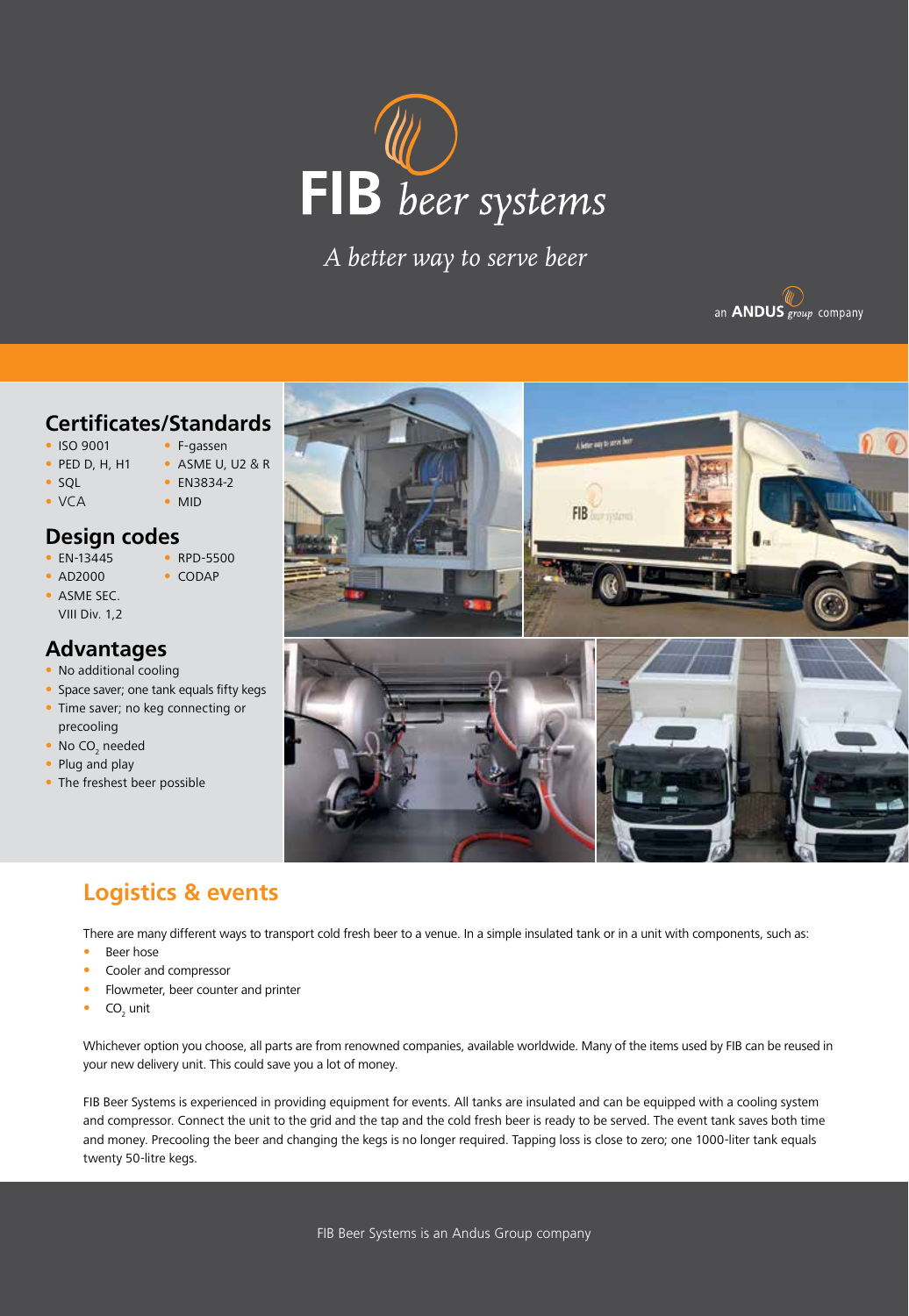# FIB *beer systems*

*A better way to serve beer*

an **ANDUS** *group* company

## Certificates/Standards

- ISO 9001
- PED D, H, H1
- SQL
- VCA
- F-gassen
- ASME U, U2 & R
- EN3834-2
- MID

## Design codes

- EN-13445
- AD2000
- ASME SEC. VIII Div. 1,2
- RPD-5500
- CODAP

## Advantages

- No additional cooling
- Space saver; one tank equals fifty kegs
- Time saver; no keg connecting or precooling
- No $CO_2$ needed
- Plug and play
- The freshest beer possible

## Logistics & events

There are many different ways to transport cold fresh beer to a venue. In a simple insulated tank or in a unit with components, such as:

- Beer hose
- Cooler and compressor
- Flowmeter, beer counter and printer
- $CO_2$ unit

Whichever option you choose, all parts are from renowned companies, available worldwide. Many of the items used by FIB can be reused in your new delivery unit. This could save you a lot of money.

FIB Beer Systems is experienced in providing equipment for events. All tanks are insulated and can be equipped with a cooling system and compressor. Connect the unit to the grid and the tap and the cold fresh beer is ready to be served. The event tank saves both time and money. Precooling the beer and changing the kegs is no longer required. Tapping loss is close to zero; one 1000-liter tank equals twenty 50-litre kegs.

FIB Beer Systems is an Andus Group company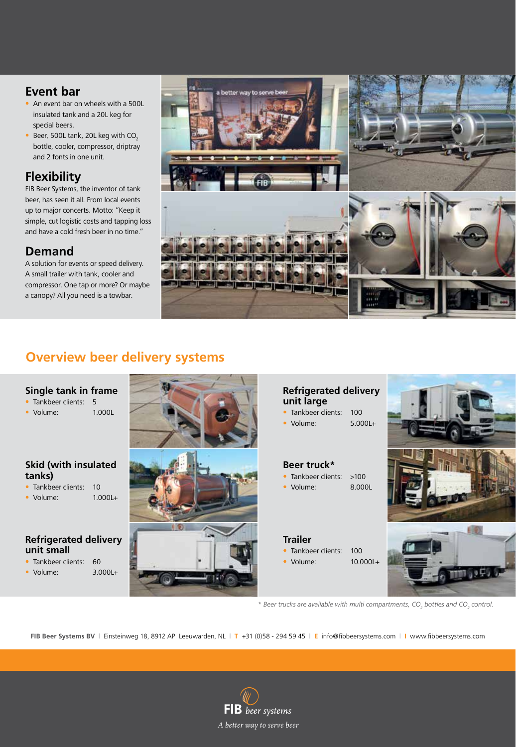## Event bar

- An event bar on wheels with a 500L insulated tank and a 20L keg for special beers.
- Beer, 500L tank, 20L keg with $CO_2$ bottle, cooler, compressor, driptray and 2 fonts in one unit.

## Flexibility

FIB Beer Systems, the inventor of tank beer, has seen it all. From local events up to major concerts. Motto: "Keep it simple, cut logistic costs and tapping loss and have a cold fresh beer in no time."

## Demand

A solution for events or speed delivery. A small trailer with tank, cooler and compressor. One tap or more? Or maybe a canopy? All you need is a towbar.

# Overview beer delivery systems

### Single tank in frame

- Tankbeer clients: 5
- Volume: 1.000L

### Skid (with insulated tanks)

- Tankbeer clients: 10
- Volume: 1.000L+

### Refrigerated delivery unit small

- Tankbeer clients: 60
- Volume: 3.000L+

### Refrigerated delivery unit large

- Tankbeer clients: 100
- Volume: 5.000L+

### Beer truck*

- Tankbeer clients: >100
- Volume: 8.000L

### Trailer

- Tankbeer clients: 100
- Volume: 10.000L+

*\* Beer trucks are available with multi compartments, $CO_2$ bottles and $CO_2$ control.*

**FIB Beer Systems BV** | Einsteinweg 18, 8912 AP Leeuwarden, NL | **T** +31 (0)58 - 294 59 45 | **E** info@fibbeersystems.com | **I** www.fibbeersystems.com

FIB *beer systems*

*A better way to serve beer*